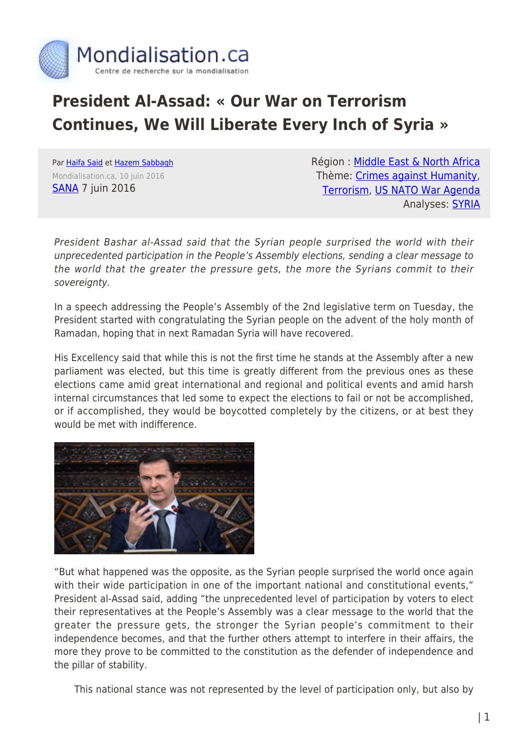# President Al-Assad: « Our War on Terrorism Continues, We Will Liberate Every Inch of Syria »

Par Haifa Said et Hazem Sabbagh
Mondialisation.ca, 10 juin 2016
SANA 7 juin 2016

Région : Middle East & North Africa
Thème: Crimes against Humanity, Terrorism, US NATO War Agenda
Analyses: SYRIA

*President Bashar al-Assad said that the Syrian people surprised the world with their unprecedented participation in the People's Assembly elections, sending a clear message to the world that the greater the pressure gets, the more the Syrians commit to their sovereignty.*

In a speech addressing the People's Assembly of the 2nd legislative term on Tuesday, the President started with congratulating the Syrian people on the advent of the holy month of Ramadan, hoping that in next Ramadan Syria will have recovered.

His Excellency said that while this is not the first time he stands at the Assembly after a new parliament was elected, but this time is greatly different from the previous ones as these elections came amid great international and regional and political events and amid harsh internal circumstances that led some to expect the elections to fail or not be accomplished, or if accomplished, they would be boycotted completely by the citizens, or at best they would be met with indifference.

"But what happened was the opposite, as the Syrian people surprised the world once again with their wide participation in one of the important national and constitutional events," President al-Assad said, adding "the unprecedented level of participation by voters to elect their representatives at the People's Assembly was a clear message to the world that the greater the pressure gets, the stronger the Syrian people's commitment to their independence becomes, and that the further others attempt to interfere in their affairs, the more they prove to be committed to the constitution as the defender of independence and the pillar of stability.

This national stance was not represented by the level of participation only, but also by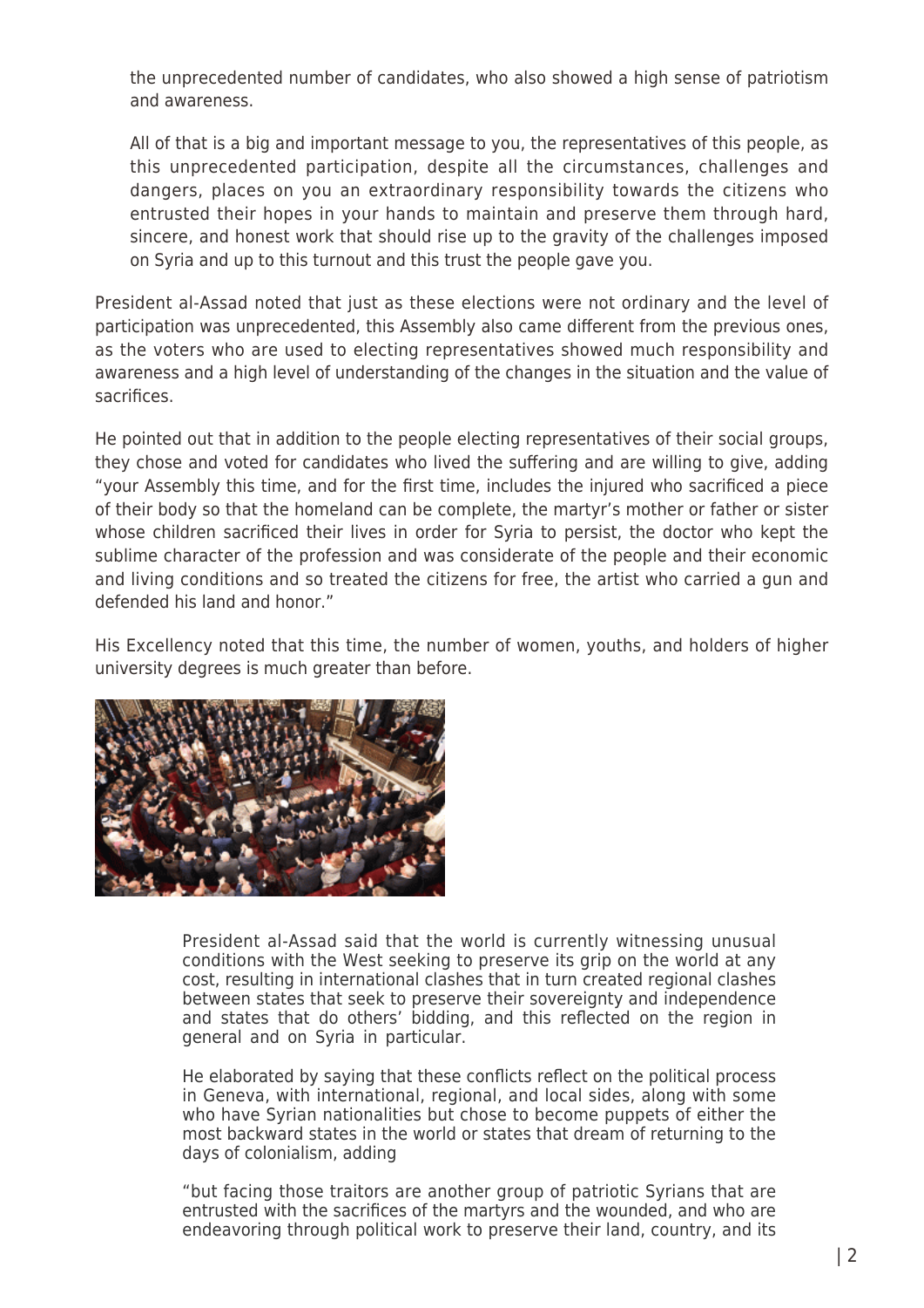the unprecedented number of candidates, who also showed a high sense of patriotism and awareness.

All of that is a big and important message to you, the representatives of this people, as this unprecedented participation, despite all the circumstances, challenges and dangers, places on you an extraordinary responsibility towards the citizens who entrusted their hopes in your hands to maintain and preserve them through hard, sincere, and honest work that should rise up to the gravity of the challenges imposed on Syria and up to this turnout and this trust the people gave you.

President al-Assad noted that just as these elections were not ordinary and the level of participation was unprecedented, this Assembly also came different from the previous ones, as the voters who are used to electing representatives showed much responsibility and awareness and a high level of understanding of the changes in the situation and the value of sacrifices.

He pointed out that in addition to the people electing representatives of their social groups, they chose and voted for candidates who lived the suffering and are willing to give, adding "your Assembly this time, and for the first time, includes the injured who sacrificed a piece of their body so that the homeland can be complete, the martyr's mother or father or sister whose children sacrificed their lives in order for Syria to persist, the doctor who kept the sublime character of the profession and was considerate of the people and their economic and living conditions and so treated the citizens for free, the artist who carried a gun and defended his land and honor."

His Excellency noted that this time, the number of women, youths, and holders of higher university degrees is much greater than before.

President al-Assad said that the world is currently witnessing unusual conditions with the West seeking to preserve its grip on the world at any cost, resulting in international clashes that in turn created regional clashes between states that seek to preserve their sovereignty and independence and states that do others' bidding, and this reflected on the region in general and on Syria in particular.

He elaborated by saying that these conflicts reflect on the political process in Geneva, with international, regional, and local sides, along with some who have Syrian nationalities but chose to become puppets of either the most backward states in the world or states that dream of returning to the days of colonialism, adding

"but facing those traitors are another group of patriotic Syrians that are entrusted with the sacrifices of the martyrs and the wounded, and who are endeavoring through political work to preserve their land, country, and its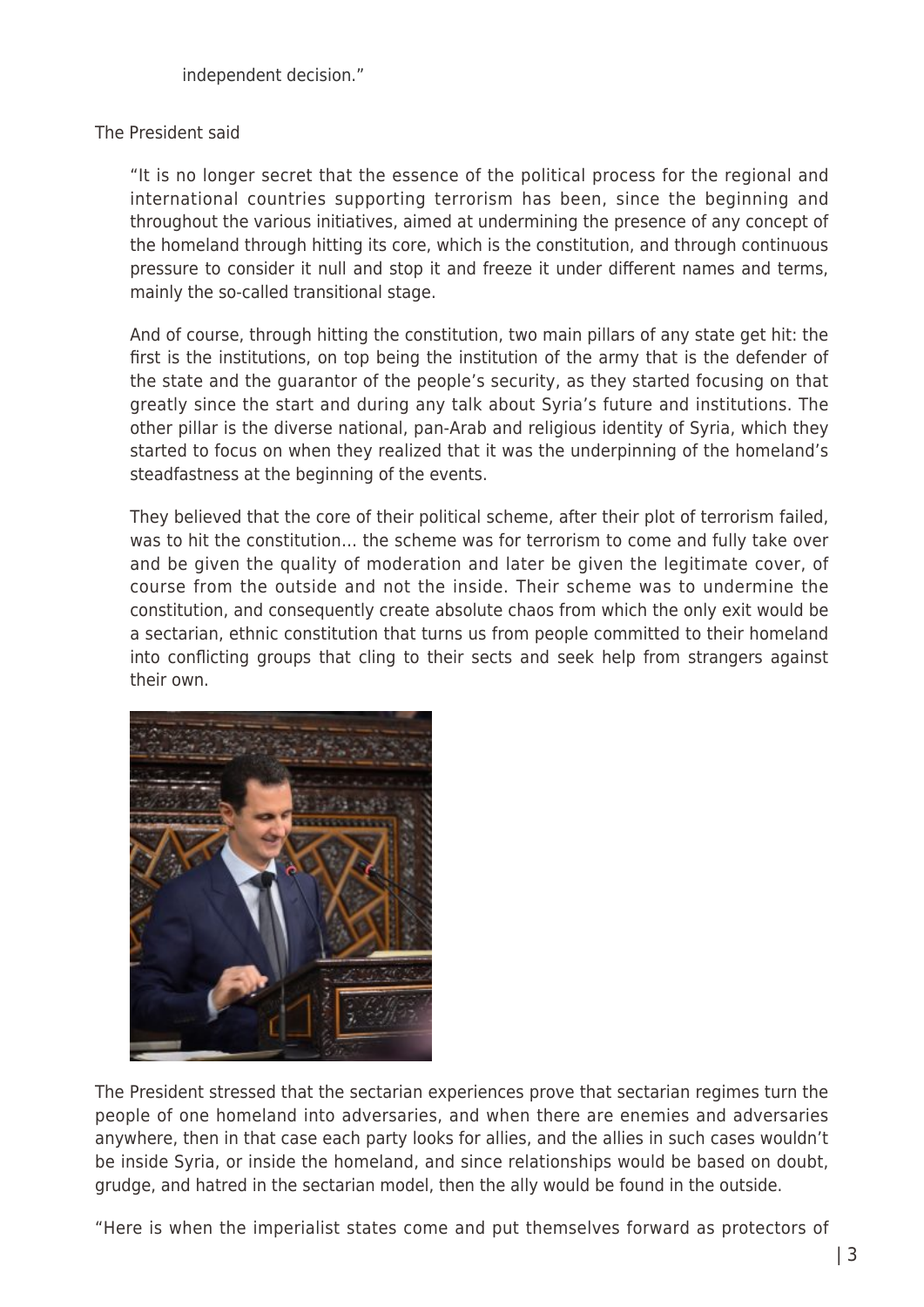independent decision."

The President said

> "It is no longer secret that the essence of the political process for the regional and international countries supporting terrorism has been, since the beginning and throughout the various initiatives, aimed at undermining the presence of any concept of the homeland through hitting its core, which is the constitution, and through continuous pressure to consider it null and stop it and freeze it under different names and terms, mainly the so-called transitional stage.
>
> And of course, through hitting the constitution, two main pillars of any state get hit: the first is the institutions, on top being the institution of the army that is the defender of the state and the guarantor of the people's security, as they started focusing on that greatly since the start and during any talk about Syria's future and institutions. The other pillar is the diverse national, pan-Arab and religious identity of Syria, which they started to focus on when they realized that it was the underpinning of the homeland's steadfastness at the beginning of the events.
>
> They believed that the core of their political scheme, after their plot of terrorism failed, was to hit the constitution… the scheme was for terrorism to come and fully take over and be given the quality of moderation and later be given the legitimate cover, of course from the outside and not the inside. Their scheme was to undermine the constitution, and consequently create absolute chaos from which the only exit would be a sectarian, ethnic constitution that turns us from people committed to their homeland into conflicting groups that cling to their sects and seek help from strangers against their own.

The President stressed that the sectarian experiences prove that sectarian regimes turn the people of one homeland into adversaries, and when there are enemies and adversaries anywhere, then in that case each party looks for allies, and the allies in such cases wouldn't be inside Syria, or inside the homeland, and since relationships would be based on doubt, grudge, and hatred in the sectarian model, then the ally would be found in the outside.

"Here is when the imperialist states come and put themselves forward as protectors of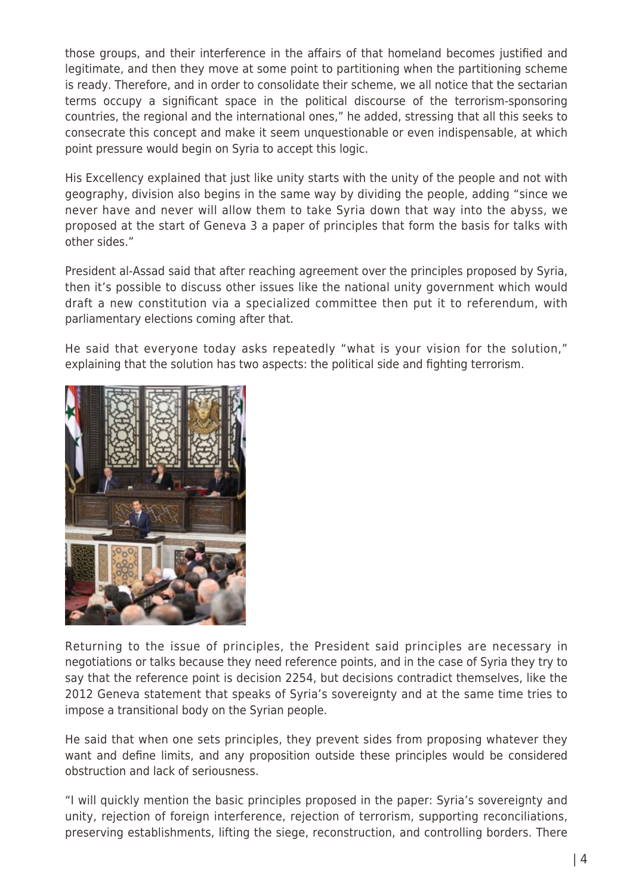those groups, and their interference in the affairs of that homeland becomes justified and legitimate, and then they move at some point to partitioning when the partitioning scheme is ready. Therefore, and in order to consolidate their scheme, we all notice that the sectarian terms occupy a significant space in the political discourse of the terrorism-sponsoring countries, the regional and the international ones," he added, stressing that all this seeks to consecrate this concept and make it seem unquestionable or even indispensable, at which point pressure would begin on Syria to accept this logic.

His Excellency explained that just like unity starts with the unity of the people and not with geography, division also begins in the same way by dividing the people, adding "since we never have and never will allow them to take Syria down that way into the abyss, we proposed at the start of Geneva 3 a paper of principles that form the basis for talks with other sides."

President al-Assad said that after reaching agreement over the principles proposed by Syria, then it's possible to discuss other issues like the national unity government which would draft a new constitution via a specialized committee then put it to referendum, with parliamentary elections coming after that.

He said that everyone today asks repeatedly "what is your vision for the solution," explaining that the solution has two aspects: the political side and fighting terrorism.

Returning to the issue of principles, the President said principles are necessary in negotiations or talks because they need reference points, and in the case of Syria they try to say that the reference point is decision 2254, but decisions contradict themselves, like the 2012 Geneva statement that speaks of Syria's sovereignty and at the same time tries to impose a transitional body on the Syrian people.

He said that when one sets principles, they prevent sides from proposing whatever they want and define limits, and any proposition outside these principles would be considered obstruction and lack of seriousness.

"I will quickly mention the basic principles proposed in the paper: Syria's sovereignty and unity, rejection of foreign interference, rejection of terrorism, supporting reconciliations, preserving establishments, lifting the siege, reconstruction, and controlling borders. There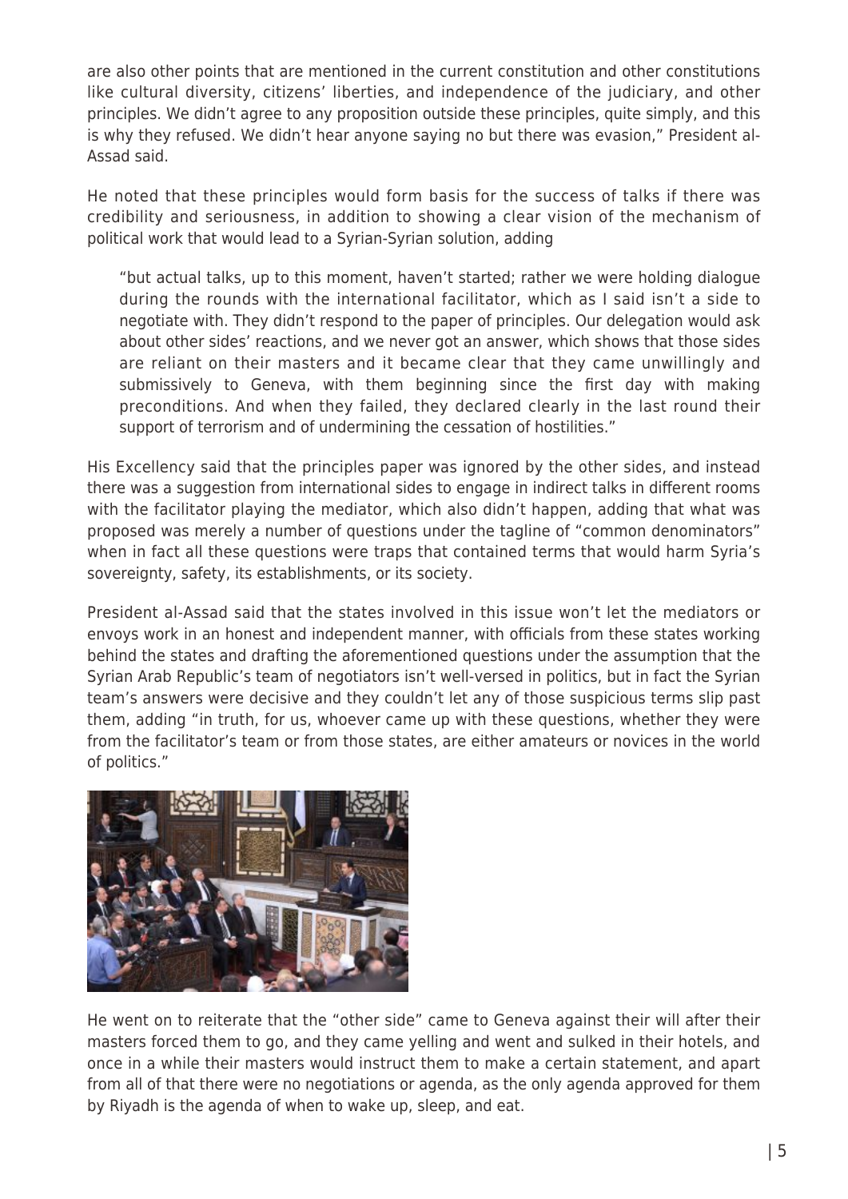are also other points that are mentioned in the current constitution and other constitutions like cultural diversity, citizens' liberties, and independence of the judiciary, and other principles. We didn't agree to any proposition outside these principles, quite simply, and this is why they refused. We didn't hear anyone saying no but there was evasion," President al-Assad said.

He noted that these principles would form basis for the success of talks if there was credibility and seriousness, in addition to showing a clear vision of the mechanism of political work that would lead to a Syrian-Syrian solution, adding

> "but actual talks, up to this moment, haven't started; rather we were holding dialogue during the rounds with the international facilitator, which as I said isn't a side to negotiate with. They didn't respond to the paper of principles. Our delegation would ask about other sides' reactions, and we never got an answer, which shows that those sides are reliant on their masters and it became clear that they came unwillingly and submissively to Geneva, with them beginning since the first day with making preconditions. And when they failed, they declared clearly in the last round their support of terrorism and of undermining the cessation of hostilities."

His Excellency said that the principles paper was ignored by the other sides, and instead there was a suggestion from international sides to engage in indirect talks in different rooms with the facilitator playing the mediator, which also didn't happen, adding that what was proposed was merely a number of questions under the tagline of "common denominators" when in fact all these questions were traps that contained terms that would harm Syria's sovereignty, safety, its establishments, or its society.

President al-Assad said that the states involved in this issue won't let the mediators or envoys work in an honest and independent manner, with officials from these states working behind the states and drafting the aforementioned questions under the assumption that the Syrian Arab Republic's team of negotiators isn't well-versed in politics, but in fact the Syrian team's answers were decisive and they couldn't let any of those suspicious terms slip past them, adding "in truth, for us, whoever came up with these questions, whether they were from the facilitator's team or from those states, are either amateurs or novices in the world of politics."

He went on to reiterate that the "other side" came to Geneva against their will after their masters forced them to go, and they came yelling and went and sulked in their hotels, and once in a while their masters would instruct them to make a certain statement, and apart from all of that there were no negotiations or agenda, as the only agenda approved for them by Riyadh is the agenda of when to wake up, sleep, and eat.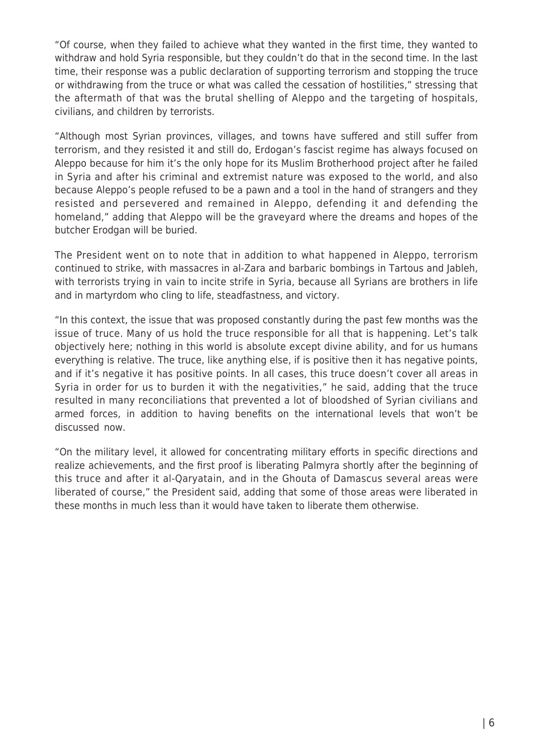"Of course, when they failed to achieve what they wanted in the first time, they wanted to withdraw and hold Syria responsible, but they couldn't do that in the second time. In the last time, their response was a public declaration of supporting terrorism and stopping the truce or withdrawing from the truce or what was called the cessation of hostilities," stressing that the aftermath of that was the brutal shelling of Aleppo and the targeting of hospitals, civilians, and children by terrorists.

"Although most Syrian provinces, villages, and towns have suffered and still suffer from terrorism, and they resisted it and still do, Erdogan's fascist regime has always focused on Aleppo because for him it's the only hope for its Muslim Brotherhood project after he failed in Syria and after his criminal and extremist nature was exposed to the world, and also because Aleppo's people refused to be a pawn and a tool in the hand of strangers and they resisted and persevered and remained in Aleppo, defending it and defending the homeland," adding that Aleppo will be the graveyard where the dreams and hopes of the butcher Erodgan will be buried.

The President went on to note that in addition to what happened in Aleppo, terrorism continued to strike, with massacres in al-Zara and barbaric bombings in Tartous and Jableh, with terrorists trying in vain to incite strife in Syria, because all Syrians are brothers in life and in martyrdom who cling to life, steadfastness, and victory.

"In this context, the issue that was proposed constantly during the past few months was the issue of truce. Many of us hold the truce responsible for all that is happening. Let's talk objectively here; nothing in this world is absolute except divine ability, and for us humans everything is relative. The truce, like anything else, if is positive then it has negative points, and if it's negative it has positive points. In all cases, this truce doesn't cover all areas in Syria in order for us to burden it with the negativities," he said, adding that the truce resulted in many reconciliations that prevented a lot of bloodshed of Syrian civilians and armed forces, in addition to having benefits on the international levels that won't be discussed now.

"On the military level, it allowed for concentrating military efforts in specific directions and realize achievements, and the first proof is liberating Palmyra shortly after the beginning of this truce and after it al-Qaryatain, and in the Ghouta of Damascus several areas were liberated of course," the President said, adding that some of those areas were liberated in these months in much less than it would have taken to liberate them otherwise.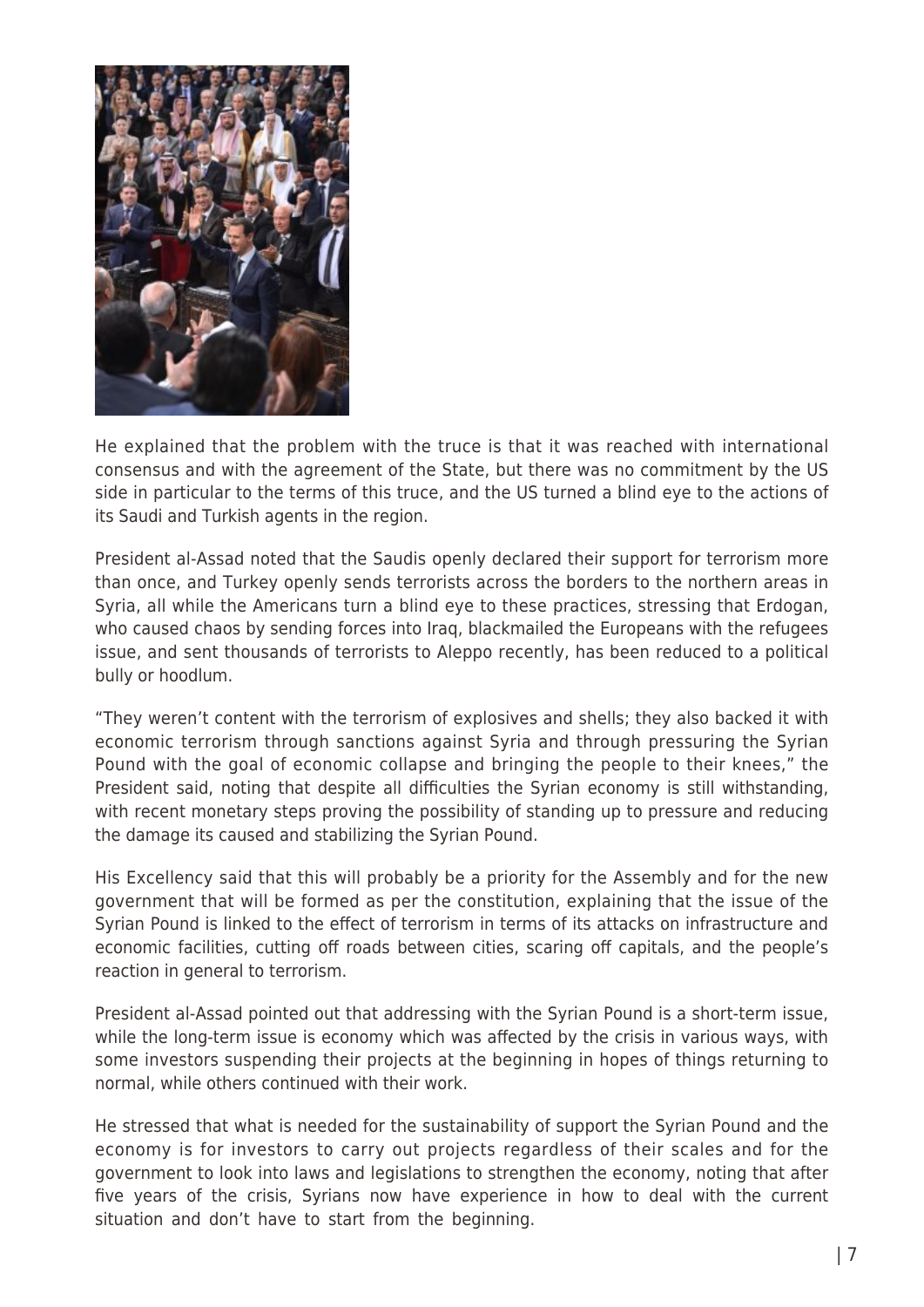He explained that the problem with the truce is that it was reached with international consensus and with the agreement of the State, but there was no commitment by the US side in particular to the terms of this truce, and the US turned a blind eye to the actions of its Saudi and Turkish agents in the region.

President al-Assad noted that the Saudis openly declared their support for terrorism more than once, and Turkey openly sends terrorists across the borders to the northern areas in Syria, all while the Americans turn a blind eye to these practices, stressing that Erdogan, who caused chaos by sending forces into Iraq, blackmailed the Europeans with the refugees issue, and sent thousands of terrorists to Aleppo recently, has been reduced to a political bully or hoodlum.

"They weren't content with the terrorism of explosives and shells; they also backed it with economic terrorism through sanctions against Syria and through pressuring the Syrian Pound with the goal of economic collapse and bringing the people to their knees," the President said, noting that despite all difficulties the Syrian economy is still withstanding, with recent monetary steps proving the possibility of standing up to pressure and reducing the damage its caused and stabilizing the Syrian Pound.

His Excellency said that this will probably be a priority for the Assembly and for the new government that will be formed as per the constitution, explaining that the issue of the Syrian Pound is linked to the effect of terrorism in terms of its attacks on infrastructure and economic facilities, cutting off roads between cities, scaring off capitals, and the people's reaction in general to terrorism.

President al-Assad pointed out that addressing with the Syrian Pound is a short-term issue, while the long-term issue is economy which was affected by the crisis in various ways, with some investors suspending their projects at the beginning in hopes of things returning to normal, while others continued with their work.

He stressed that what is needed for the sustainability of support the Syrian Pound and the economy is for investors to carry out projects regardless of their scales and for the government to look into laws and legislations to strengthen the economy, noting that after five years of the crisis, Syrians now have experience in how to deal with the current situation and don't have to start from the beginning.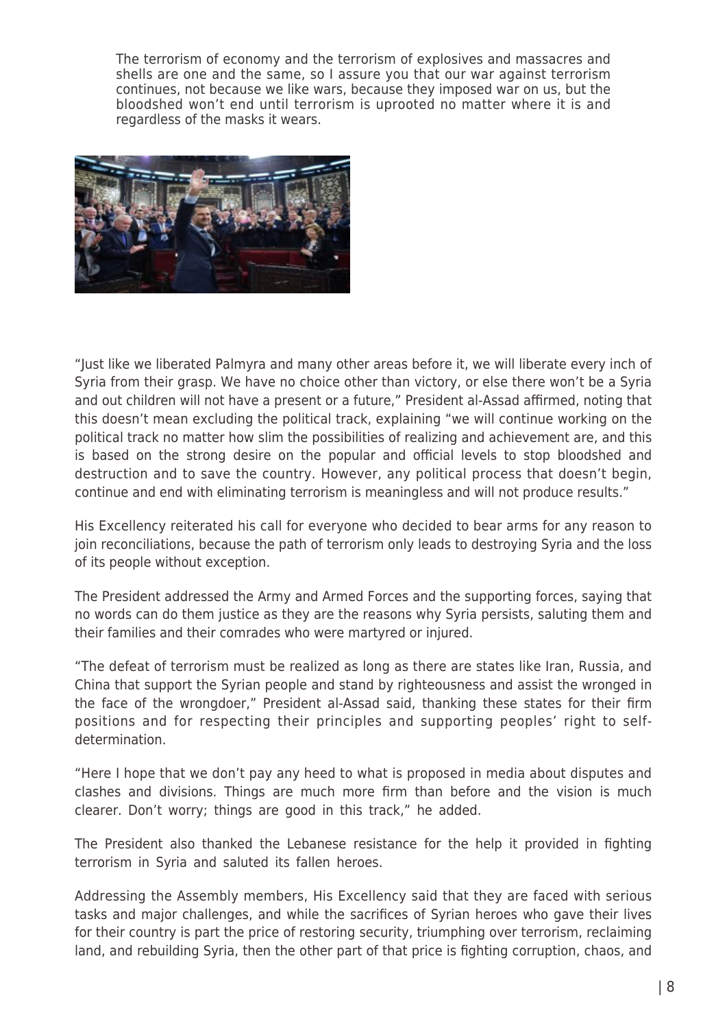The terrorism of economy and the terrorism of explosives and massacres and shells are one and the same, so I assure you that our war against terrorism continues, not because we like wars, because they imposed war on us, but the bloodshed won't end until terrorism is uprooted no matter where it is and regardless of the masks it wears.

"Just like we liberated Palmyra and many other areas before it, we will liberate every inch of Syria from their grasp. We have no choice other than victory, or else there won't be a Syria and out children will not have a present or a future," President al-Assad affirmed, noting that this doesn't mean excluding the political track, explaining "we will continue working on the political track no matter how slim the possibilities of realizing and achievement are, and this is based on the strong desire on the popular and official levels to stop bloodshed and destruction and to save the country. However, any political process that doesn't begin, continue and end with eliminating terrorism is meaningless and will not produce results."

His Excellency reiterated his call for everyone who decided to bear arms for any reason to join reconciliations, because the path of terrorism only leads to destroying Syria and the loss of its people without exception.

The President addressed the Army and Armed Forces and the supporting forces, saying that no words can do them justice as they are the reasons why Syria persists, saluting them and their families and their comrades who were martyred or injured.

"The defeat of terrorism must be realized as long as there are states like Iran, Russia, and China that support the Syrian people and stand by righteousness and assist the wronged in the face of the wrongdoer," President al-Assad said, thanking these states for their firm positions and for respecting their principles and supporting peoples' right to self-determination.

"Here I hope that we don't pay any heed to what is proposed in media about disputes and clashes and divisions. Things are much more firm than before and the vision is much clearer. Don't worry; things are good in this track," he added.

The President also thanked the Lebanese resistance for the help it provided in fighting terrorism in Syria and saluted its fallen heroes.

Addressing the Assembly members, His Excellency said that they are faced with serious tasks and major challenges, and while the sacrifices of Syrian heroes who gave their lives for their country is part the price of restoring security, triumphing over terrorism, reclaiming land, and rebuilding Syria, then the other part of that price is fighting corruption, chaos, and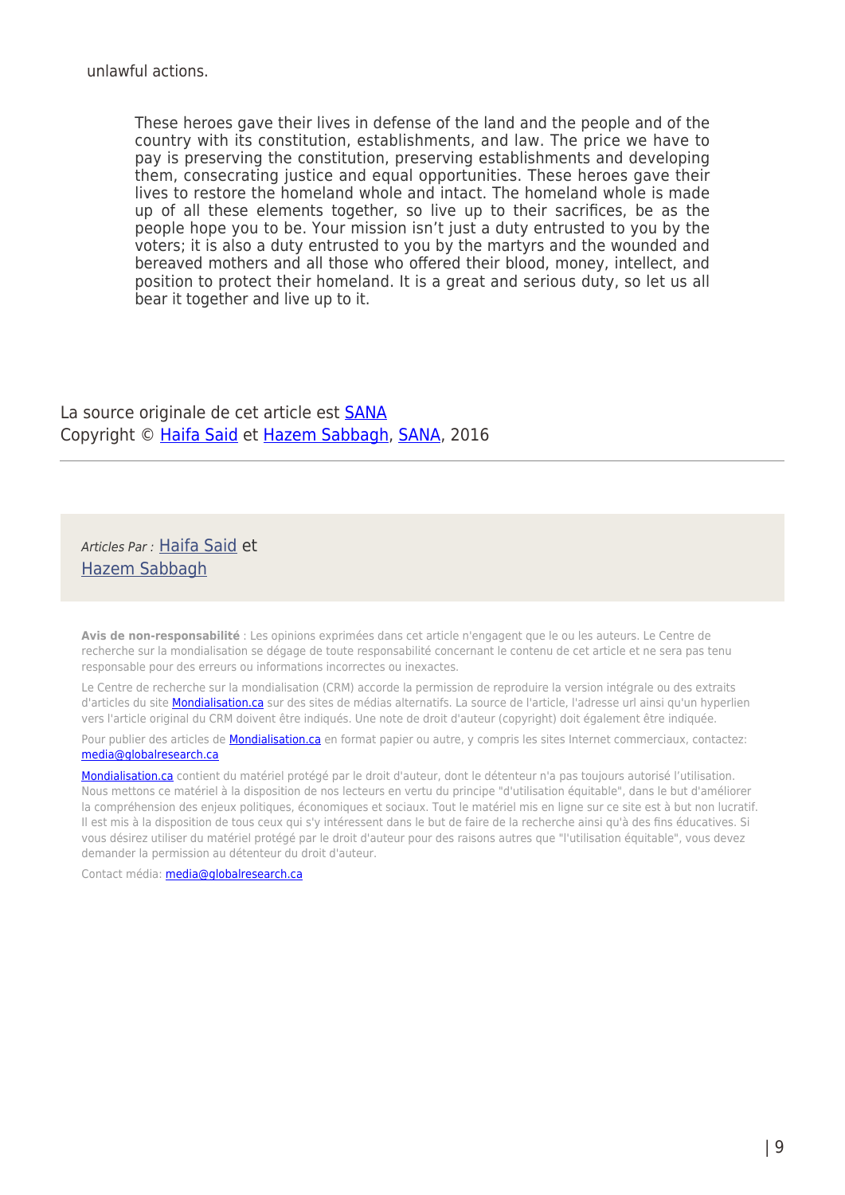unlawful actions.

> These heroes gave their lives in defense of the land and the people and of the country with its constitution, establishments, and law. The price we have to pay is preserving the constitution, preserving establishments and developing them, consecrating justice and equal opportunities. These heroes gave their lives to restore the homeland whole and intact. The homeland whole is made up of all these elements together, so live up to their sacrifices, be as the people hope you to be. Your mission isn't just a duty entrusted to you by the voters; it is also a duty entrusted to you by the martyrs and the wounded and bereaved mothers and all those who offered their blood, money, intellect, and position to protect their homeland. It is a great and serious duty, so let us all bear it together and live up to it.

La source originale de cet article est SANA
Copyright © Haifa Said et Hazem Sabbagh, SANA, 2016

---

*Articles Par :* Haifa Said et
Hazem Sabbagh

**Avis de non-responsabilité** : Les opinions exprimées dans cet article n'engagent que le ou les auteurs. Le Centre de recherche sur la mondialisation se dégage de toute responsabilité concernant le contenu de cet article et ne sera pas tenu responsable pour des erreurs ou informations incorrectes ou inexactes.

Le Centre de recherche sur la mondialisation (CRM) accorde la permission de reproduire la version intégrale ou des extraits d'articles du site Mondialisation.ca sur des sites de médias alternatifs. La source de l'article, l'adresse url ainsi qu'un hyperlien vers l'article original du CRM doivent être indiqués. Une note de droit d'auteur (copyright) doit également être indiquée.

Pour publier des articles de Mondialisation.ca en format papier ou autre, y compris les sites Internet commerciaux, contactez: media@globalresearch.ca

Mondialisation.ca contient du matériel protégé par le droit d'auteur, dont le détenteur n'a pas toujours autorisé l'utilisation. Nous mettons ce matériel à la disposition de nos lecteurs en vertu du principe "d'utilisation équitable", dans le but d'améliorer la compréhension des enjeux politiques, économiques et sociaux. Tout le matériel mis en ligne sur ce site est à but non lucratif. Il est mis à la disposition de tous ceux qui s'y intéressent dans le but de faire de la recherche ainsi qu'à des fins éducatives. Si vous désirez utiliser du matériel protégé par le droit d'auteur pour des raisons autres que "l'utilisation équitable", vous devez demander la permission au détenteur du droit d'auteur.

Contact média: media@globalresearch.ca